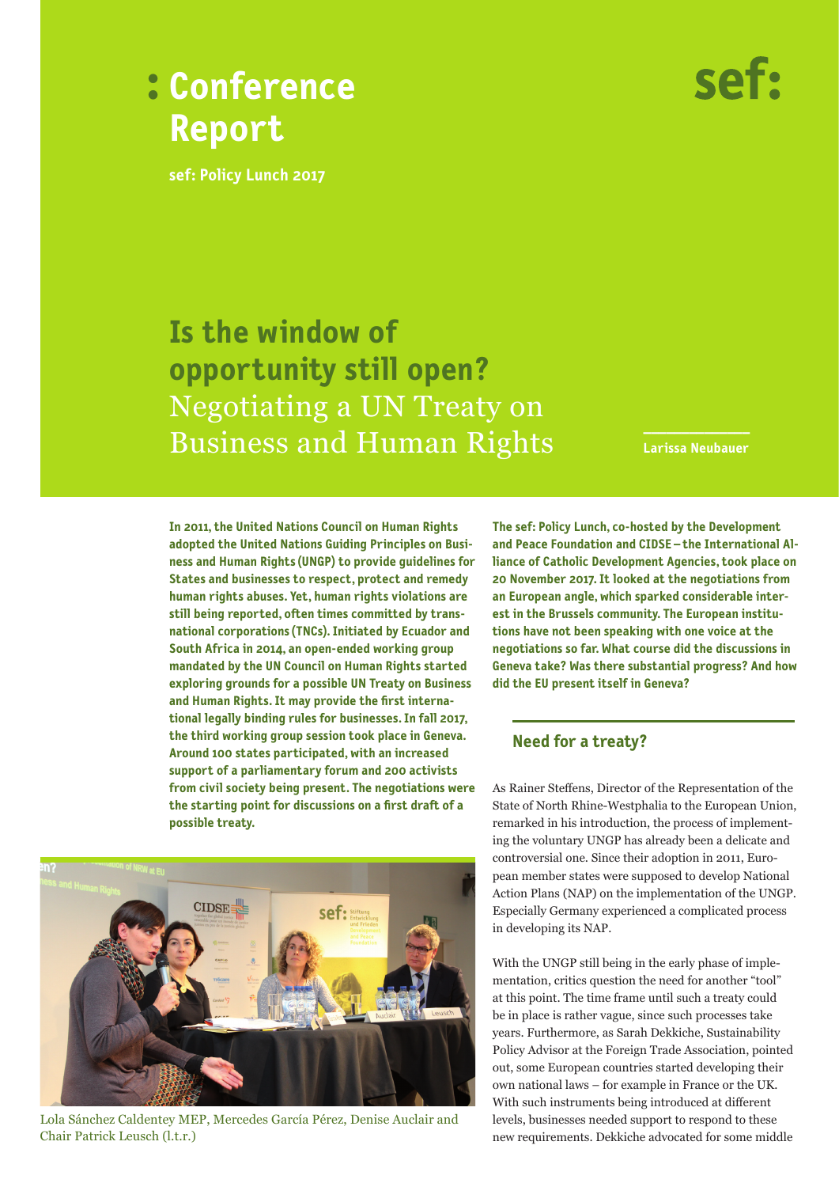# Conference Report

**sef: Policy Lunch 2017**

## Is the window of opportunity still open?

Negotiating a UN Treaty on Business and Human Rights

Larissa Neubauer

**In 2011, the United Nations Council on Human Rights adopted the United Nations Guiding Principles on Business and Human Rights (UNGP) to provide guidelines for States and businesses to respect, protect and remedy human rights abuses. Yet, human rights violations are still being reported, often times committed by transnational corporations (TNCs). Initiated by Ecuador and South Africa in 2014, an open-ended working group mandated by the UN Council on Human Rights started exploring grounds for a possible UN Treaty on Business and Human Rights. It may provide the first international legally binding rules for businesses. In fall 2017, the third working group session took place in Geneva. Around 100 states participated, with an increased support of a parliamentary forum and 200 activists from civil society being present. The negotiations were the starting point for discussions on a first draft of a possible treaty.**

Lola Sánchez Caldentey MEP, Mercedes García Pérez, Denise Auclair and Chair Patrick Leusch (l.t.r.)

**The sef: Policy Lunch, co-hosted by the Development and Peace Foundation and CIDSE – the International Alliance of Catholic Development Agencies, took place on 20 November 2017. It looked at the negotiations from an European angle, which sparked considerable interest in the Brussels community. The European institutions have not been speaking with one voice at the negotiations so far. What course did the discussions in Geneva take? Was there substantial progress? And how did the EU present itself in Geneva?**

### Need for a treaty?

As Rainer Steffens, Director of the Representation of the State of North Rhine-Westphalia to the European Union, remarked in his introduction, the process of implementing the voluntary UNGP has already been a delicate and controversial one. Since their adoption in 2011, European member states were supposed to develop National Action Plans (NAP) on the implementation of the UNGP. Especially Germany experienced a complicated process in developing its NAP.

With the UNGP still being in the early phase of implementation, critics question the need for another "tool" at this point. The time frame until such a treaty could be in place is rather vague, since such processes take years. Furthermore, as Sarah Dekkiche, Sustainability Policy Advisor at the Foreign Trade Association, pointed out, some European countries started developing their own national laws – for example in France or the UK. With such instruments being introduced at different levels, businesses needed support to respond to these new requirements. Dekkiche advocated for some middle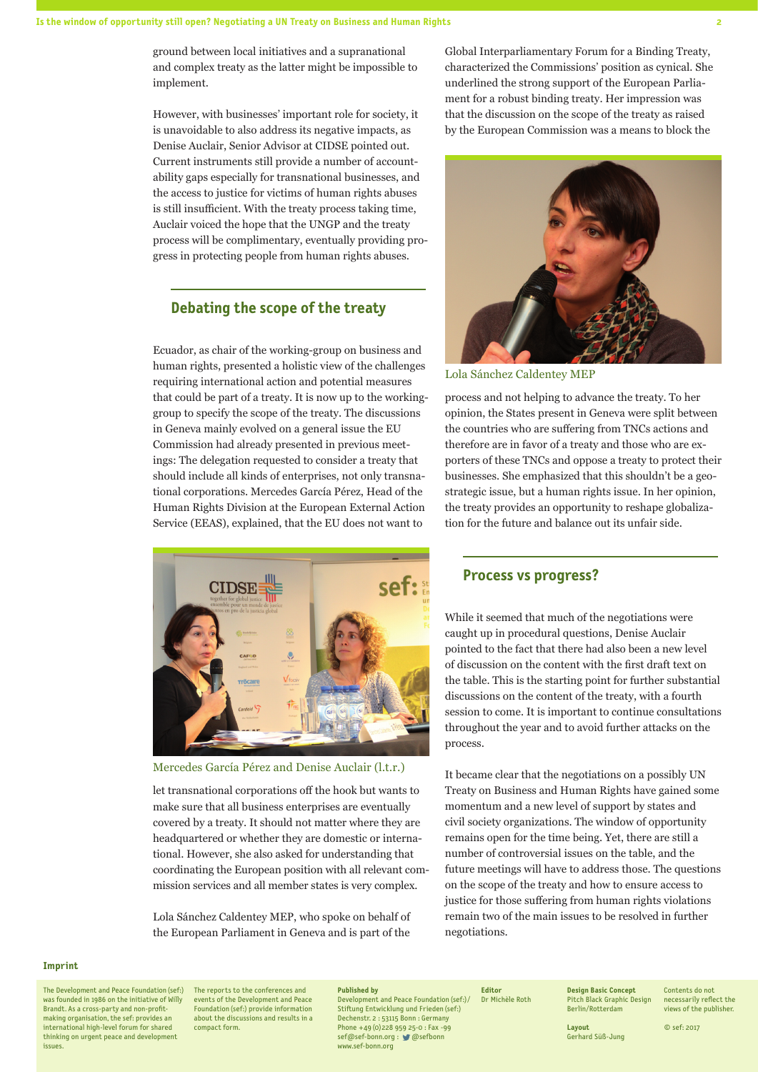ground between local initiatives and a supranational and complex treaty as the latter might be impossible to implement.

However, with businesses' important role for society, it is unavoidable to also address its negative impacts, as Denise Auclair, Senior Advisor at CIDSE pointed out. Current instruments still provide a number of accountability gaps especially for transnational businesses, and the access to justice for victims of human rights abuses is still insufficient. With the treaty process taking time, Auclair voiced the hope that the UNGP and the treaty process will be complimentary, eventually providing progress in protecting people from human rights abuses.

## Debating the scope of the treaty

Ecuador, as chair of the working-group on business and human rights, presented a holistic view of the challenges requiring international action and potential measures that could be part of a treaty. It is now up to the working-group to specify the scope of the treaty. The discussions in Geneva mainly evolved on a general issue the EU Commission had already presented in previous meetings: The delegation requested to consider a treaty that should include all kinds of enterprises, not only transnational corporations. Mercedes García Pérez, Head of the Human Rights Division at the European External Action Service (EEAS), explained, that the EU does not want to let transnational corporations off the hook but wants to make sure that all business enterprises are eventually covered by a treaty. It should not matter where they are headquartered or whether they are domestic or international. However, she also asked for understanding that coordinating the European position with all relevant commission services and all member states is very complex.

Mercedes García Pérez and Denise Auclair (l.t.r.)

Lola Sánchez Caldentey MEP, who spoke on behalf of the European Parliament in Geneva and is part of the Global Interparliamentary Forum for a Binding Treaty, characterized the Commissions' position as cynical. She underlined the strong support of the European Parliament for a robust binding treaty. Her impression was that the discussion on the scope of the treaty as raised by the European Commission was a means to block the process and not helping to advance the treaty. To her opinion, the States present in Geneva were split between the countries who are suffering from TNCs actions and therefore are in favor of a treaty and those who are exporters of these TNCs and oppose a treaty to protect their businesses. She emphasized that this shouldn't be a geostrategic issue, but a human rights issue. In her opinion, the treaty provides an opportunity to reshape globalization for the future and balance out its unfair side.

Lola Sánchez Caldentey MEP

## Process vs progress?

While it seemed that much of the negotiations were caught up in procedural questions, Denise Auclair pointed to the fact that there had also been a new level of discussion on the content with the first draft text on the table. This is the starting point for further substantial discussions on the content of the treaty, with a fourth session to come. It is important to continue consultations throughout the year and to avoid further attacks on the process.

It became clear that the negotiations on a possibly UN Treaty on Business and Human Rights have gained some momentum and a new level of support by states and civil society organizations. The window of opportunity remains open for the time being. Yet, there are still a number of controversial issues on the table, and the future meetings will have to address those. The questions on the scope of the treaty and how to ensure access to justice for those suffering from human rights violations remain two of the main issues to be resolved in further negotiations.

**Imprint**

The Development and Peace Foundation (sef:) was founded in 1986 on the initiative of Willy Brandt. As a cross-party and non-profit-making organisation, the sef: provides an international high-level forum for shared thinking on urgent peace and development issues.

The reports to the conferences and events of the Development and Peace Foundation (sef:) provide information about the discussions and results in a compact form.

**Published by**
Development and Peace Foundation (sef:)/ Stiftung Entwicklung und Frieden (sef:)
Dechenstr. 2 : 53115 Bonn : Germany
Phone +49 (0)228 959 25-0 : Fax -99
sef@sef-bonn.org : @sefbonn
www.sef-bonn.org

**Editor**
Dr Michèle Roth

**Design Basic Concept**
Pitch Black Graphic Design Berlin/Rotterdam

**Layout**
Gerhard Süß-Jung

Contents do not necessarily reflect the views of the publisher.

© sef: 2017